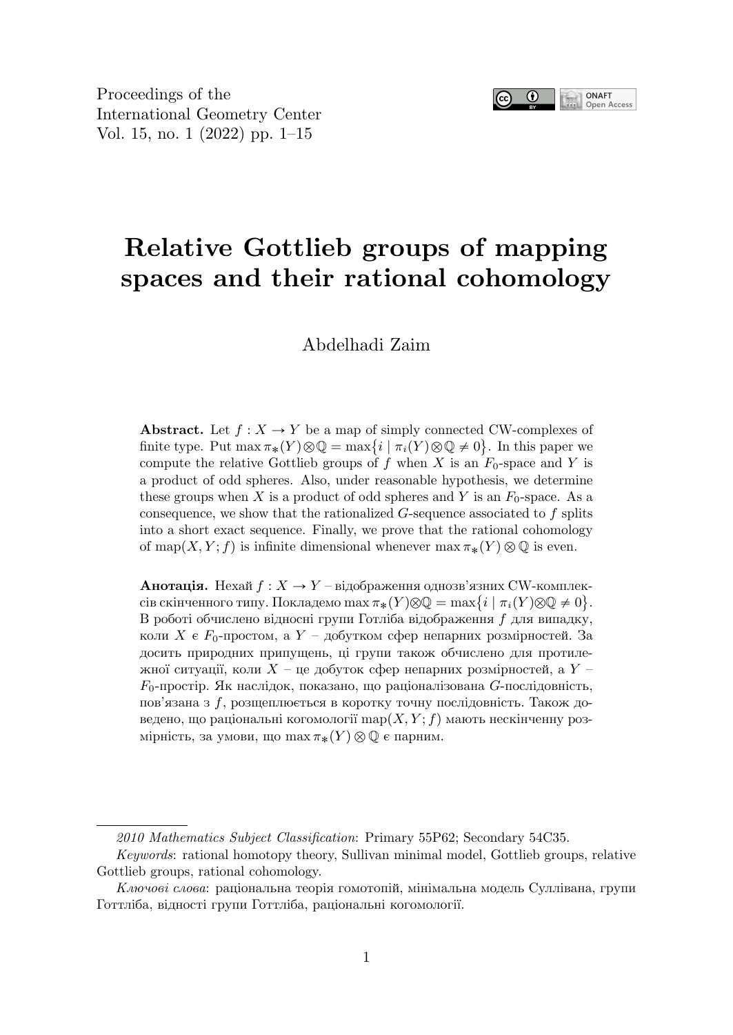# Relative Gottlieb groups of mapping spaces and their rational cohomology

Abdelhadi Zaim

**Abstract.** Let $f : X \to Y$ be a map of simply connected CW-complexes of finite type. Put $\max \pi_*(Y) \otimes \mathbb{Q} = \max\{i \mid \pi_i(Y) \otimes \mathbb{Q} \neq 0\}$. In this paper we compute the relative Gottlieb groups of $f$ when $X$ is an $F_0$-space and $Y$ is a product of odd spheres. Also, under reasonable hypothesis, we determine these groups when $X$ is a product of odd spheres and $Y$ is an $F_0$-space. As a consequence, we show that the rationalized $G$-sequence associated to $f$ splits into a short exact sequence. Finally, we prove that the rational cohomology of $\mathrm{map}(X, Y; f)$ is infinite dimensional whenever $\max \pi_*(Y) \otimes \mathbb{Q}$ is even.

**Анотація.** Нехай $f : X \to Y$ – відображення однозв'язних CW-комплексів скінченного типу. Покладемо $\max \pi_*(Y) \otimes \mathbb{Q} = \max\{i \mid \pi_i(Y) \otimes \mathbb{Q} \neq 0\}$. В роботі обчислено відносні групи Готліба відображення $f$ для випадку, коли $X$ є $F_0$-простом, а $Y$ – добутком сфер непарних розмірностей. За досить природних припущень, ці групи також обчислено для протилежної ситуації, коли $X$ – це добуток сфер непарних розмірностей, а $Y$ – $F_0$-простір. Як наслідок, показано, що раціоналізована $G$-послідовність, пов'язана з $f$, розщеплюється в коротку точну послідовність. Також доведено, що раціональні когомології $\mathrm{map}(X, Y; f)$ мають нескінченну розмірність, за умови, що $\max \pi_*(Y) \otimes \mathbb{Q}$ є парним.

---

*2010 Mathematics Subject Classification*: Primary 55P62; Secondary 54C35.

*Keywords*: rational homotopy theory, Sullivan minimal model, Gottlieb groups, relative Gottlieb groups, rational cohomology.

*Ключові слова*: раціональна теорія гомотопій, мінімальна модель Суллівана, групи Готтліба, відності групи Готтліба, раціональні когомології.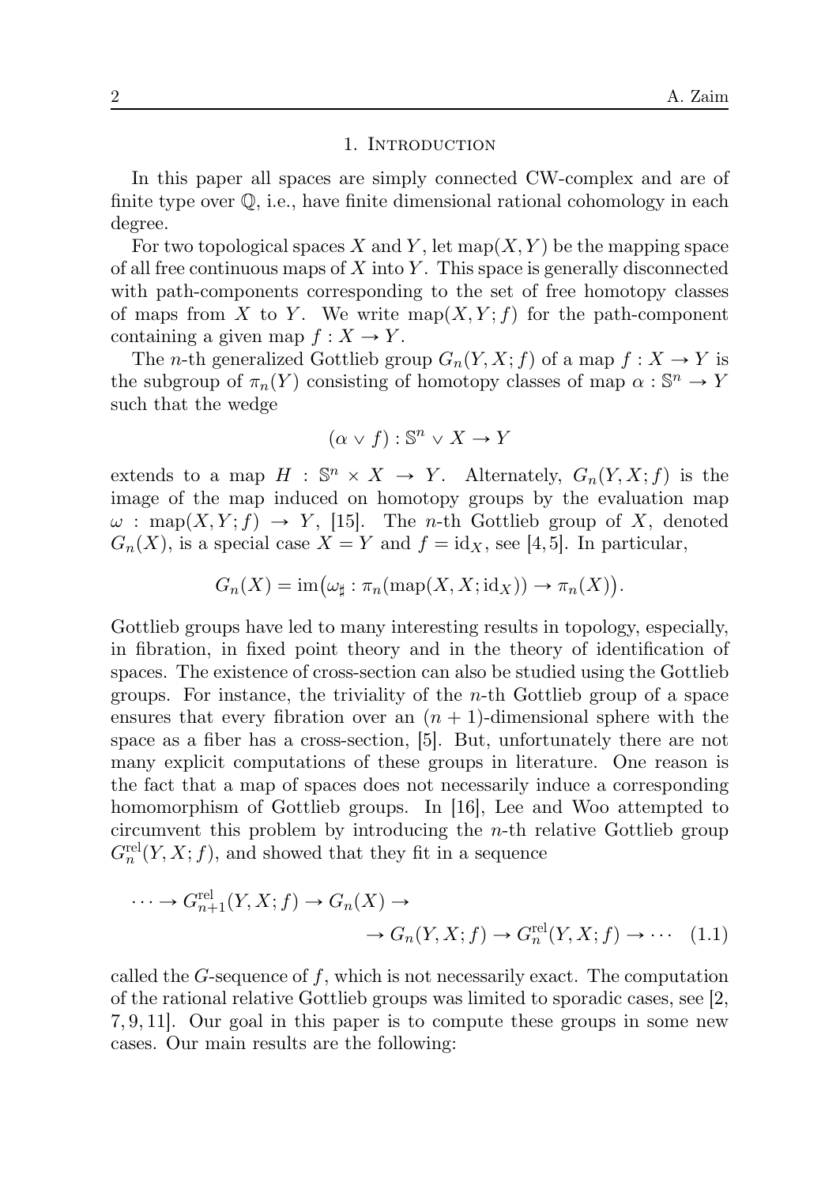## 1. Introduction

In this paper all spaces are simply connected CW-complex and are of finite type over $\mathbb{Q}$, i.e., have finite dimensional rational cohomology in each degree.

For two topological spaces $X$ and $Y$, let $\mathrm{map}(X, Y)$ be the mapping space of all free continuous maps of $X$ into $Y$. This space is generally disconnected with path-components corresponding to the set of free homotopy classes of maps from $X$ to $Y$. We write $\mathrm{map}(X, Y; f)$ for the path-component containing a given map $f : X \to Y$.

The $n$-th generalized Gottlieb group $G_n(Y, X; f)$ of a map $f : X \to Y$ is the subgroup of $\pi_n(Y)$ consisting of homotopy classes of map $\alpha : \mathbb{S}^n \to Y$ such that the wedge

$$(\alpha \vee f) : \mathbb{S}^n \vee X \to Y$$

extends to a map $H : \mathbb{S}^n \times X \to Y$. Alternately, $G_n(Y, X; f)$ is the image of the map induced on homotopy groups by the evaluation map $\omega : \mathrm{map}(X, Y; f) \to Y$, [15]. The $n$-th Gottlieb group of $X$, denoted $G_n(X)$, is a special case $X = Y$ and $f = \mathrm{id}_X$, see [4, 5]. In particular,

$$G_n(X) = \mathrm{im}\big(\omega_\sharp : \pi_n(\mathrm{map}(X, X; \mathrm{id}_X)) \to \pi_n(X)\big).$$

Gottlieb groups have led to many interesting results in topology, especially, in fibration, in fixed point theory and in the theory of identification of spaces. The existence of cross-section can also be studied using the Gottlieb groups. For instance, the triviality of the $n$-th Gottlieb group of a space ensures that every fibration over an $(n + 1)$-dimensional sphere with the space as a fiber has a cross-section, [5]. But, unfortunately there are not many explicit computations of these groups in literature. One reason is the fact that a map of spaces does not necessarily induce a corresponding homomorphism of Gottlieb groups. In [16], Lee and Woo attempted to circumvent this problem by introducing the $n$-th relative Gottlieb group $G_n^{\mathrm{rel}}(Y, X; f)$, and showed that they fit in a sequence

$$\cdots \to G_{n+1}^{\mathrm{rel}}(Y, X; f) \to G_n(X) \to \\ \to G_n(Y, X; f) \to G_n^{\mathrm{rel}}(Y, X; f) \to \cdots \quad (1.1)$$

called the $G$-sequence of $f$, which is not necessarily exact. The computation of the rational relative Gottlieb groups was limited to sporadic cases, see [2, 7, 9, 11]. Our goal in this paper is to compute these groups in some new cases. Our main results are the following: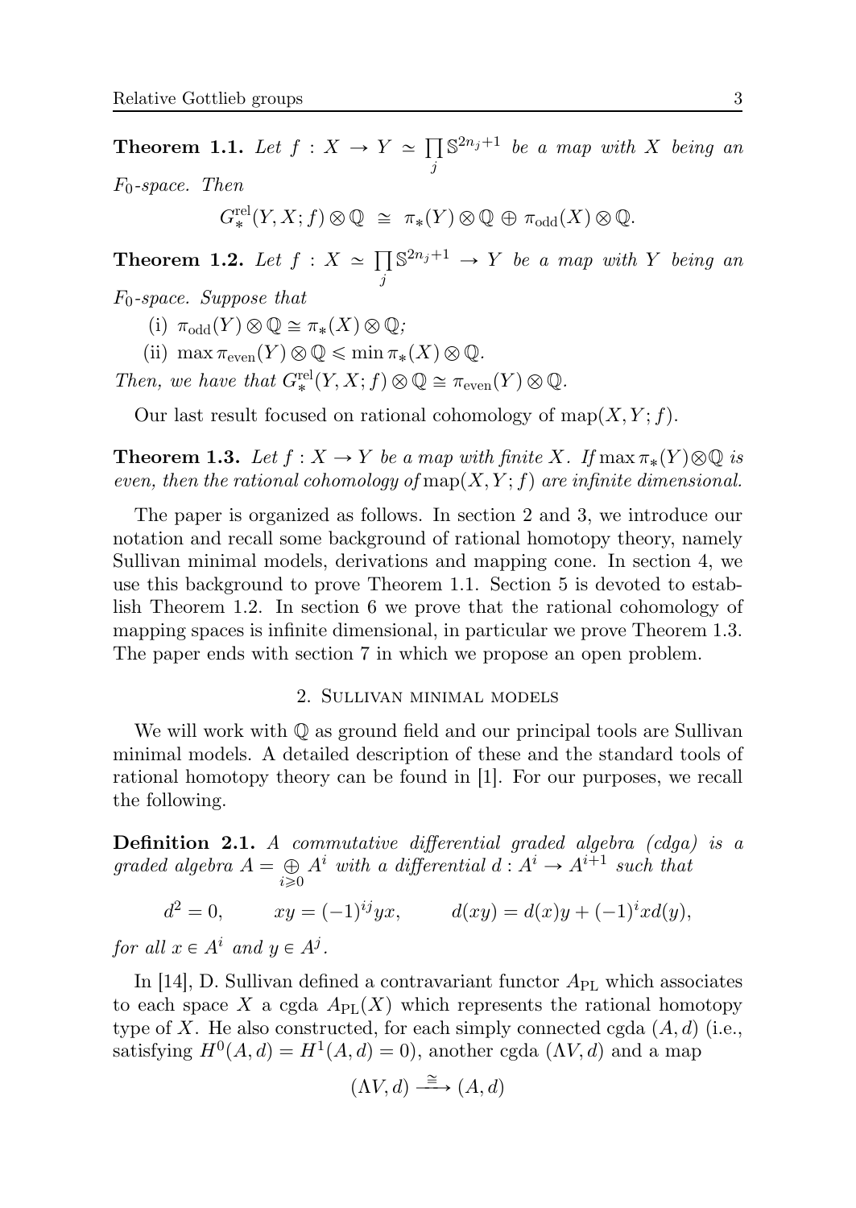**Theorem 1.1.** *Let $f : X \to Y \simeq \prod_j \mathbb{S}^{2n_j+1}$ be a map with $X$ being an $F_0$-space. Then*

$$G_*^{\mathrm{rel}}(Y, X; f) \otimes \mathbb{Q} \;\cong\; \pi_*(Y) \otimes \mathbb{Q} \oplus \pi_{\mathrm{odd}}(X) \otimes \mathbb{Q}.$$

**Theorem 1.2.** *Let $f : X \simeq \prod_j \mathbb{S}^{2n_j+1} \to Y$ be a map with $Y$ being an $F_0$-space. Suppose that*

(i) *$\pi_{\mathrm{odd}}(Y) \otimes \mathbb{Q} \cong \pi_*(X) \otimes \mathbb{Q}$;*

(ii) *$\max \pi_{\mathrm{even}}(Y) \otimes \mathbb{Q} \leqslant \min \pi_*(X) \otimes \mathbb{Q}$.*

*Then, we have that $G_*^{\mathrm{rel}}(Y, X; f) \otimes \mathbb{Q} \cong \pi_{\mathrm{even}}(Y) \otimes \mathbb{Q}$.*

Our last result focused on rational cohomology of $\mathrm{map}(X, Y; f)$.

**Theorem 1.3.** *Let $f : X \to Y$ be a map with finite $X$. If $\max \pi_*(Y) \otimes \mathbb{Q}$ is even, then the rational cohomology of $\mathrm{map}(X, Y; f)$ are infinite dimensional.*

The paper is organized as follows. In section 2 and 3, we introduce our notation and recall some background of rational homotopy theory, namely Sullivan minimal models, derivations and mapping cone. In section 4, we use this background to prove Theorem 1.1. Section 5 is devoted to establish Theorem 1.2. In section 6 we prove that the rational cohomology of mapping spaces is infinite dimensional, in particular we prove Theorem 1.3. The paper ends with section 7 in which we propose an open problem.

## 2. Sullivan minimal models

We will work with $\mathbb{Q}$ as ground field and our principal tools are Sullivan minimal models. A detailed description of these and the standard tools of rational homotopy theory can be found in [1]. For our purposes, we recall the following.

**Definition 2.1.** *A commutative differential graded algebra (cdga) is a graded algebra $A = \bigoplus_{i \geqslant 0} A^i$ with a differential $d : A^i \to A^{i+1}$ such that*

$$d^2 = 0, \qquad xy = (-1)^{ij} yx, \qquad d(xy) = d(x)y + (-1)^i x d(y),$$

*for all $x \in A^i$ and $y \in A^j$.*

In [14], D. Sullivan defined a contravariant functor $A_{\mathrm{PL}}$ which associates to each space $X$ a cgda $A_{\mathrm{PL}}(X)$ which represents the rational homotopy type of $X$. He also constructed, for each simply connected cgda $(A, d)$ (i.e., satisfying $H^0(A, d) = H^1(A, d) = 0$), another cgda $(\Lambda V, d)$ and a map

$$(\Lambda V, d) \xrightarrow{\cong} (A, d)$$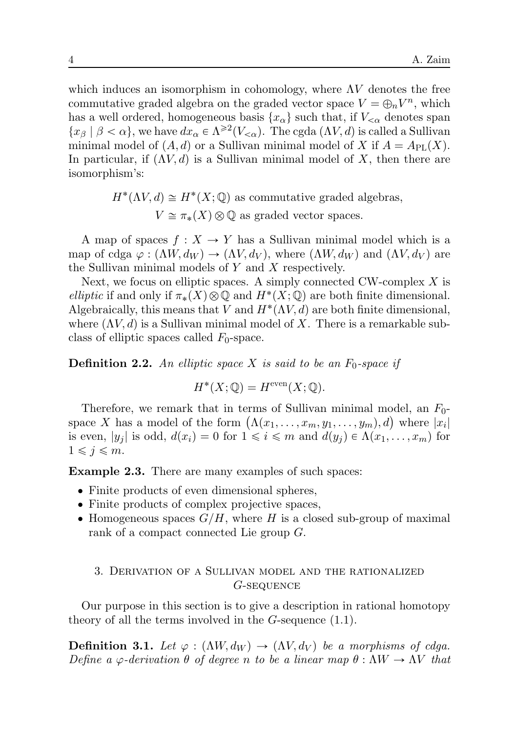which induces an isomorphism in cohomology, where $\Lambda V$ denotes the free commutative graded algebra on the graded vector space $V = \oplus_n V^n$, which has a well ordered, homogeneous basis $\{x_\alpha\}$ such that, if $V_{<\alpha}$ denotes span $\{x_\beta \mid \beta < \alpha\}$, we have $dx_\alpha \in \Lambda^{\geqslant 2}(V_{<\alpha})$. The cgda $(\Lambda V, d)$ is called a Sullivan minimal model of $(A, d)$ or a Sullivan minimal model of $X$ if $A = A_{\mathrm{PL}}(X)$. In particular, if $(\Lambda V, d)$ is a Sullivan minimal model of $X$, then there are isomorphism's:

$$H^*(\Lambda V, d) \cong H^*(X;\mathbb{Q}) \text{ as commutative graded algebras,}$$
$$V \cong \pi_*(X) \otimes \mathbb{Q} \text{ as graded vector spaces.}$$

A map of spaces $f : X \to Y$ has a Sullivan minimal model which is a map of cdga $\varphi : (\Lambda W, d_W) \to (\Lambda V, d_V)$, where $(\Lambda W, d_W)$ and $(\Lambda V, d_V)$ are the Sullivan minimal models of $Y$ and $X$ respectively.

Next, we focus on elliptic spaces. A simply connected CW-complex $X$ is *elliptic* if and only if $\pi_*(X) \otimes \mathbb{Q}$ and $H^*(X;\mathbb{Q})$ are both finite dimensional. Algebraically, this means that $V$ and $H^*(\Lambda V, d)$ are both finite dimensional, where $(\Lambda V, d)$ is a Sullivan minimal model of $X$. There is a remarkable subclass of elliptic spaces called $F_0$-space.

**Definition 2.2.** *An elliptic space $X$ is said to be an $F_0$-space if*

$$H^*(X;\mathbb{Q}) = H^{\mathrm{even}}(X;\mathbb{Q}).$$

Therefore, we remark that in terms of Sullivan minimal model, an $F_0$-space $X$ has a model of the form $\big(\Lambda(x_1, \ldots, x_m, y_1, \ldots, y_m), d\big)$ where $|x_i|$ is even, $|y_j|$ is odd, $d(x_i) = 0$ for $1 \leqslant i \leqslant m$ and $d(y_j) \in \Lambda(x_1, \ldots, x_m)$ for $1 \leqslant j \leqslant m$.

**Example 2.3.** There are many examples of such spaces:

- Finite products of even dimensional spheres,
- Finite products of complex projective spaces,
- Homogeneous spaces $G/H$, where $H$ is a closed sub-group of maximal rank of a compact connected Lie group $G$.

## 3. Derivation of a Sullivan model and the rationalized $G$-sequence

Our purpose in this section is to give a description in rational homotopy theory of all the terms involved in the $G$-sequence (1.1).

**Definition 3.1.** *Let $\varphi : (\Lambda W, d_W) \to (\Lambda V, d_V)$ be a morphisms of cdga. Define a $\varphi$-derivation $\theta$ of degree $n$ to be a linear map $\theta : \Lambda W \to \Lambda V$ that*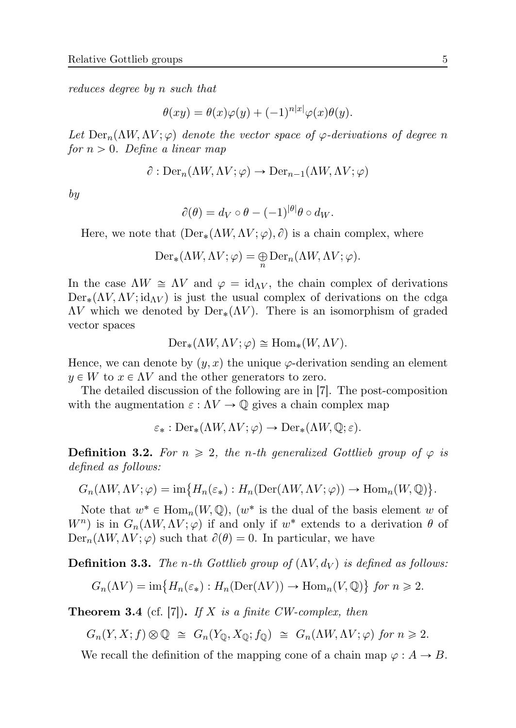*reduces degree by $n$ such that*

$$\theta(xy) = \theta(x)\varphi(y) + (-1)^{n|x|}\varphi(x)\theta(y).$$

*Let $\mathrm{Der}_n(\Lambda W, \Lambda V; \varphi)$ denote the vector space of $\varphi$-derivations of degree $n$ for $n > 0$. Define a linear map*

$$\partial : \mathrm{Der}_n(\Lambda W, \Lambda V; \varphi) \to \mathrm{Der}_{n-1}(\Lambda W, \Lambda V; \varphi)$$

*by*

$$\partial(\theta) = d_V \circ \theta - (-1)^{|\theta|}\theta \circ d_W.$$

Here, we note that $(\mathrm{Der}_*(\Lambda W, \Lambda V; \varphi), \partial)$ is a chain complex, where

$$\mathrm{Der}_*(\Lambda W, \Lambda V; \varphi) = \bigoplus_n \mathrm{Der}_n(\Lambda W, \Lambda V; \varphi).$$

In the case $\Lambda W \cong \Lambda V$ and $\varphi = \mathrm{id}_{\Lambda V}$, the chain complex of derivations $\mathrm{Der}_*(\Lambda V, \Lambda V; \mathrm{id}_{\Lambda V})$ is just the usual complex of derivations on the cdga $\Lambda V$ which we denoted by $\mathrm{Der}_*(\Lambda V)$. There is an isomorphism of graded vector spaces

$$\mathrm{Der}_*(\Lambda W, \Lambda V; \varphi) \cong \mathrm{Hom}_*(W, \Lambda V).$$

Hence, we can denote by $(y, x)$ the unique $\varphi$-derivation sending an element $y \in W$ to $x \in \Lambda V$ and the other generators to zero.

The detailed discussion of the following are in [7]. The post-composition with the augmentation $\varepsilon : \Lambda V \to \mathbb{Q}$ gives a chain complex map

$$\varepsilon_* : \mathrm{Der}_*(\Lambda W, \Lambda V; \varphi) \to \mathrm{Der}_*(\Lambda W, \mathbb{Q}; \varepsilon).$$

**Definition 3.2.** *For $n \geqslant 2$, the $n$-th generalized Gottlieb group of $\varphi$ is defined as follows:*

$$G_n(\Lambda W, \Lambda V; \varphi) = \mathrm{im}\big\{H_n(\varepsilon_*) : H_n(\mathrm{Der}(\Lambda W, \Lambda V; \varphi)) \to \mathrm{Hom}_n(W, \mathbb{Q})\big\}.$$

Note that $w^* \in \mathrm{Hom}_n(W, \mathbb{Q})$, ($w^*$ is the dual of the basis element $w$ of $W^n$) is in $G_n(\Lambda W, \Lambda V; \varphi)$ if and only if $w^*$ extends to a derivation $\theta$ of $\mathrm{Der}_n(\Lambda W, \Lambda V; \varphi)$ such that $\partial(\theta) = 0$. In particular, we have

**Definition 3.3.** *The $n$-th Gottlieb group of $(\Lambda V, d_V)$ is defined as follows:*

$$G_n(\Lambda V) = \mathrm{im}\big\{H_n(\varepsilon_*) : H_n(\mathrm{Der}(\Lambda V)) \to \mathrm{Hom}_n(V, \mathbb{Q})\big\} \text{ for } n \geqslant 2.$$

**Theorem 3.4** (cf. [7])**.** *If $X$ is a finite CW-complex, then*

$$G_n(Y, X; f) \otimes \mathbb{Q} \;\cong\; G_n(Y_{\mathbb{Q}}, X_{\mathbb{Q}}; f_{\mathbb{Q}}) \;\cong\; G_n(\Lambda W, \Lambda V; \varphi) \text{ for } n \geqslant 2.$$

We recall the definition of the mapping cone of a chain map $\varphi : A \to B$.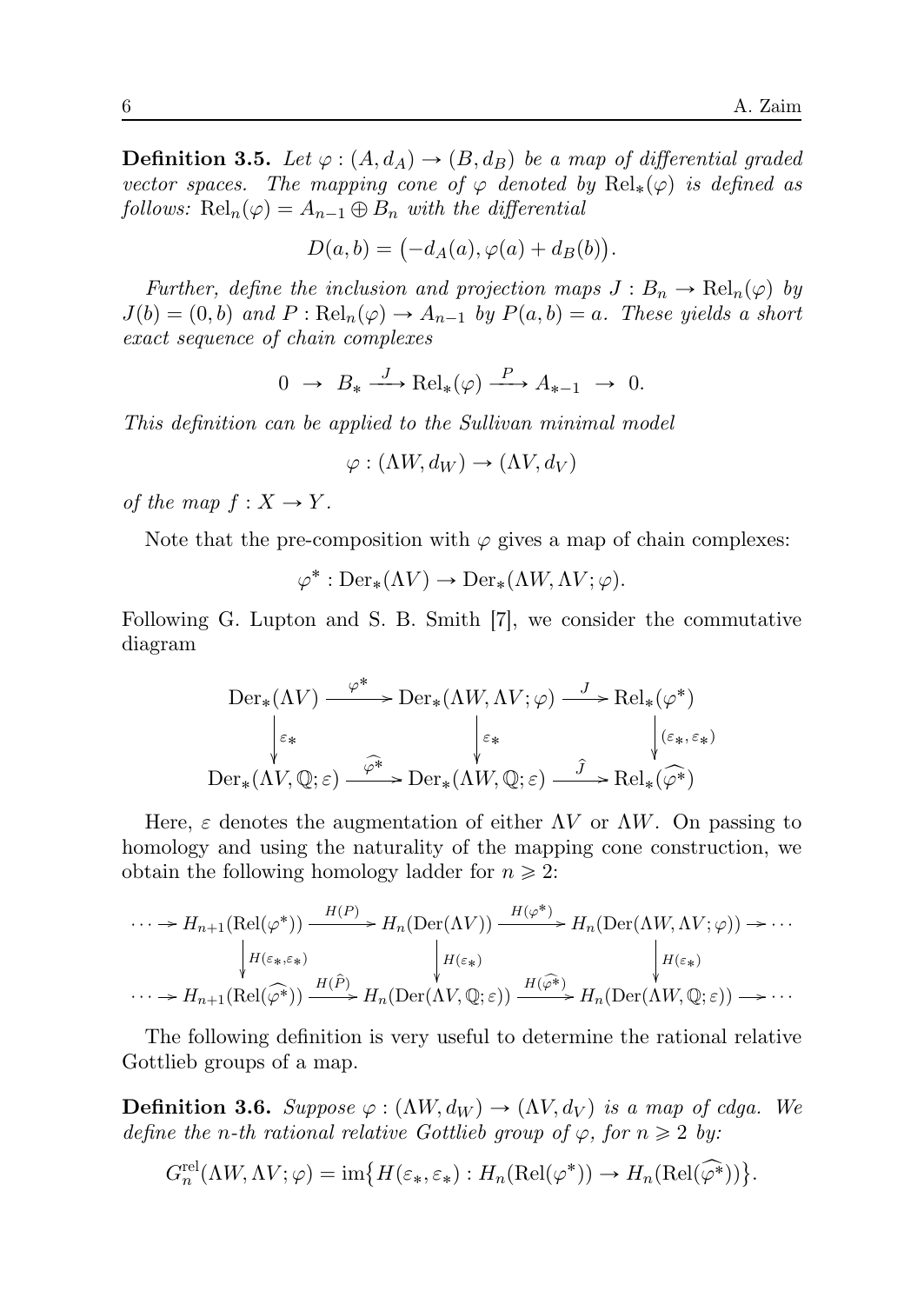**Definition 3.5.** *Let $\varphi : (A, d_A) \to (B, d_B)$ be a map of differential graded vector spaces. The mapping cone of $\varphi$ denoted by $\mathrm{Rel}_*(\varphi)$ is defined as follows: $\mathrm{Rel}_n(\varphi) = A_{n-1} \oplus B_n$ with the differential*

$$D(a, b) = \big(-d_A(a), \varphi(a) + d_B(b)\big).$$

*Further, define the inclusion and projection maps $J : B_n \to \mathrm{Rel}_n(\varphi)$ by $J(b) = (0, b)$ and $P : \mathrm{Rel}_n(\varphi) \to A_{n-1}$ by $P(a, b) = a$. These yields a short exact sequence of chain complexes*

$$0 \;\to\; B_* \xrightarrow{\;J\;} \mathrm{Rel}_*(\varphi) \xrightarrow{\;P\;} A_{*-1} \;\to\; 0.$$

*This definition can be applied to the Sullivan minimal model*

$$\varphi : (\Lambda W, d_W) \to (\Lambda V, d_V)$$

*of the map $f : X \to Y$.*

Note that the pre-composition with $\varphi$ gives a map of chain complexes:

$$\varphi^* : \mathrm{Der}_*(\Lambda V) \to \mathrm{Der}_*(\Lambda W, \Lambda V; \varphi).$$

Following G. Lupton and S. B. Smith [7], we consider the commutative diagram

$$\begin{array}{ccccc}
\mathrm{Der}_*(\Lambda V) & \xrightarrow{\;\varphi^*\;} & \mathrm{Der}_*(\Lambda W, \Lambda V; \varphi) & \xrightarrow{\;J\;} & \mathrm{Rel}_*(\varphi^*) \\
\Big\downarrow{\scriptstyle \varepsilon_*} & & \Big\downarrow{\scriptstyle \varepsilon_*} & & \Big\downarrow{\scriptstyle (\varepsilon_*, \varepsilon_*)} \\
\mathrm{Der}_*(\Lambda V, \mathbb{Q}; \varepsilon) & \xrightarrow{\;\widehat{\varphi^*}\;} & \mathrm{Der}_*(\Lambda W, \mathbb{Q}; \varepsilon) & \xrightarrow{\;\hat{J}\;} & \mathrm{Rel}_*(\widehat{\varphi^*})
\end{array}$$

Here, $\varepsilon$ denotes the augmentation of either $\Lambda V$ or $\Lambda W$. On passing to homology and using the naturality of the mapping cone construction, we obtain the following homology ladder for $n \geqslant 2$:

$$\begin{array}{ccccccc}
\cdots \to H_{n+1}(\mathrm{Rel}(\varphi^*)) & \xrightarrow{\;H(P)\;} & H_n(\mathrm{Der}(\Lambda V)) & \xrightarrow{\;H(\varphi^*)\;} & H_n(\mathrm{Der}(\Lambda W, \Lambda V; \varphi)) \to \cdots \\
\Big\downarrow{\scriptstyle H(\varepsilon_*, \varepsilon_*)} & & \Big\downarrow{\scriptstyle H(\varepsilon_*)} & & \Big\downarrow{\scriptstyle H(\varepsilon_*)} \\
\cdots \to H_{n+1}(\mathrm{Rel}(\widehat{\varphi^*})) & \xrightarrow{\;H(\hat{P})\;} & H_n(\mathrm{Der}(\Lambda V, \mathbb{Q}; \varepsilon)) & \xrightarrow{\;H(\widehat{\varphi^*})\;} & H_n(\mathrm{Der}(\Lambda W, \mathbb{Q}; \varepsilon)) \to \cdots
\end{array}$$

The following definition is very useful to determine the rational relative Gottlieb groups of a map.

**Definition 3.6.** *Suppose $\varphi : (\Lambda W, d_W) \to (\Lambda V, d_V)$ is a map of cdga. We define the $n$-th rational relative Gottlieb group of $\varphi$, for $n \geqslant 2$ by:*

$$G_n^{\mathrm{rel}}(\Lambda W, \Lambda V; \varphi) = \mathrm{im}\big\{H(\varepsilon_*, \varepsilon_*) : H_n(\mathrm{Rel}(\varphi^*)) \to H_n(\mathrm{Rel}(\widehat{\varphi^*}))\big\}.$$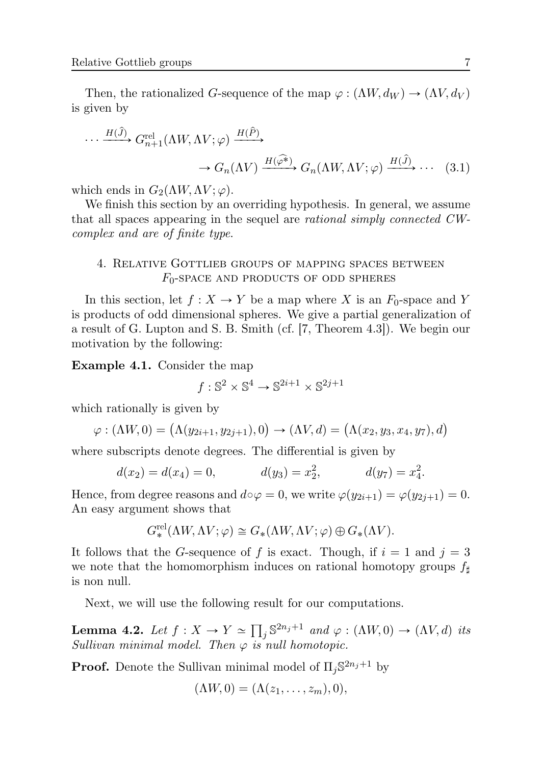Then, the rationalized $G$-sequence of the map $\varphi : (\Lambda W, d_W) \to (\Lambda V, d_V)$ is given by

$$\cdots \xrightarrow{H(\hat{J})} G^{\mathrm{rel}}_{n+1}(\Lambda W, \Lambda V; \varphi) \xrightarrow{H(\hat{P})} \\ \to G_n(\Lambda V) \xrightarrow{H(\widehat{\varphi^*})} G_n(\Lambda W, \Lambda V; \varphi) \xrightarrow{H(\hat{J})} \cdots \quad (3.1)$$

which ends in $G_2(\Lambda W, \Lambda V; \varphi)$.

We finish this section by an overriding hypothesis. In general, we assume that all spaces appearing in the sequel are *rational simply connected CW-complex and are of finite type*.

## 4. Relative Gottlieb groups of mapping spaces between $F_0$-space and products of odd spheres

In this section, let $f : X \to Y$ be a map where $X$ is an $F_0$-space and $Y$ is products of odd dimensional spheres. We give a partial generalization of a result of G. Lupton and S. B. Smith (cf. [7, Theorem 4.3]). We begin our motivation by the following:

**Example 4.1.** Consider the map

$$f : \mathbb{S}^2 \times \mathbb{S}^4 \to \mathbb{S}^{2i+1} \times \mathbb{S}^{2j+1}$$

which rationally is given by

$$\varphi : (\Lambda W, 0) = \big(\Lambda(y_{2i+1}, y_{2j+1}), 0\big) \to (\Lambda V, d) = \big(\Lambda(x_2, y_3, x_4, y_7), d\big)$$

where subscripts denote degrees. The differential is given by

$$d(x_2) = d(x_4) = 0, \qquad d(y_3) = x_2^2, \qquad d(y_7) = x_4^2.$$

Hence, from degree reasons and $d \circ \varphi = 0$, we write $\varphi(y_{2i+1}) = \varphi(y_{2j+1}) = 0$. An easy argument shows that

$$G^{\mathrm{rel}}_*(\Lambda W, \Lambda V; \varphi) \cong G_*(\Lambda W, \Lambda V; \varphi) \oplus G_*(\Lambda V).$$

It follows that the $G$-sequence of $f$ is exact. Though, if $i = 1$ and $j = 3$ we note that the homomorphism induces on rational homotopy groups $f_\sharp$ is non null.

Next, we will use the following result for our computations.

**Lemma 4.2.** *Let $f : X \to Y \simeq \prod_j \mathbb{S}^{2n_j+1}$ and $\varphi : (\Lambda W, 0) \to (\Lambda V, d)$ its Sullivan minimal model. Then $\varphi$ is null homotopic.*

**Proof.** Denote the Sullivan minimal model of $\Pi_j \mathbb{S}^{2n_j+1}$ by

$$(\Lambda W, 0) = (\Lambda(z_1, \ldots, z_m), 0),$$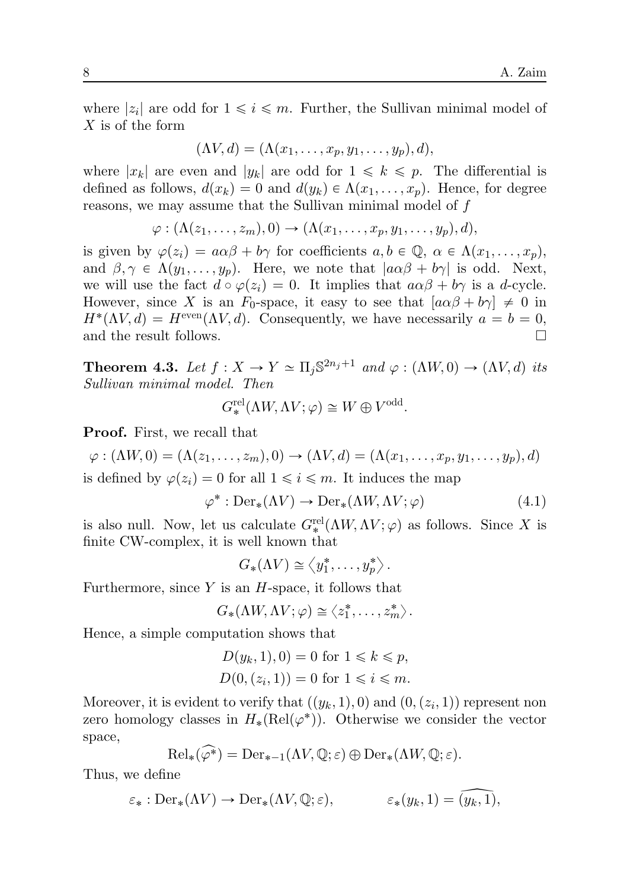where $|z_i|$ are odd for $1 \leqslant i \leqslant m$. Further, the Sullivan minimal model of $X$ is of the form

$$(\Lambda V, d) = (\Lambda(x_1, \dots, x_p, y_1, \dots, y_p), d),$$

where $|x_k|$ are even and $|y_k|$ are odd for $1 \leqslant k \leqslant p$. The differential is defined as follows, $d(x_k) = 0$ and $d(y_k) \in \Lambda(x_1, \dots, x_p)$. Hence, for degree reasons, we may assume that the Sullivan minimal model of $f$

$$\varphi : (\Lambda(z_1, \dots, z_m), 0) \to (\Lambda(x_1, \dots, x_p, y_1, \dots, y_p), d),$$

is given by $\varphi(z_i) = a\alpha\beta + b\gamma$ for coefficients $a, b \in \mathbb{Q}$, $\alpha \in \Lambda(x_1, \dots, x_p)$, and $\beta, \gamma \in \Lambda(y_1, \dots, y_p)$. Here, we note that $|a\alpha\beta + b\gamma|$ is odd. Next, we will use the fact $d \circ \varphi(z_i) = 0$. It implies that $a\alpha\beta + b\gamma$ is a $d$-cycle. However, since $X$ is an $F_0$-space, it easy to see that $[a\alpha\beta + b\gamma] \neq 0$ in $H^*(\Lambda V, d) = H^{\text{even}}(\Lambda V, d)$. Consequently, we have necessarily $a = b = 0$, and the result follows. □

**Theorem 4.3.** *Let $f : X \to Y \simeq \Pi_j \mathbb{S}^{2n_j+1}$ and $\varphi : (\Lambda W, 0) \to (\Lambda V, d)$ its Sullivan minimal model. Then*

$$G_*^{\text{rel}}(\Lambda W, \Lambda V; \varphi) \cong W \oplus V^{\text{odd}}.$$

**Proof.** First, we recall that

$$\varphi : (\Lambda W, 0) = (\Lambda(z_1, \dots, z_m), 0) \to (\Lambda V, d) = (\Lambda(x_1, \dots, x_p, y_1, \dots, y_p), d)$$

is defined by $\varphi(z_i) = 0$ for all $1 \leqslant i \leqslant m$. It induces the map

$$\varphi^* : \text{Der}_*(\Lambda V) \to \text{Der}_*(\Lambda W, \Lambda V; \varphi) \tag{4.1}$$

is also null. Now, let us calculate $G_*^{\text{rel}}(\Lambda W, \Lambda V; \varphi)$ as follows. Since $X$ is finite CW-complex, it is well known that

$$G_*(\Lambda V) \cong \langle y_1^*, \dots, y_p^* \rangle.$$

Furthermore, since $Y$ is an $H$-space, it follows that

$$G_*(\Lambda W, \Lambda V; \varphi) \cong \langle z_1^*, \dots, z_m^* \rangle.$$

Hence, a simple computation shows that

$$D(y_k, 1), 0) = 0 \text{ for } 1 \leqslant k \leqslant p,$$
$$D(0, (z_i, 1)) = 0 \text{ for } 1 \leqslant i \leqslant m.$$

Moreover, it is evident to verify that $((y_k, 1), 0)$ and $(0, (z_i, 1))$ represent non zero homology classes in $H_*(\text{Rel}(\varphi^*))$. Otherwise we consider the vector space,

$$\text{Rel}_*(\widehat{\varphi^*}) = \text{Der}_{*-1}(\Lambda V, \mathbb{Q}; \varepsilon) \oplus \text{Der}_*(\Lambda W, \mathbb{Q}; \varepsilon).$$

Thus, we define

$$\varepsilon_* : \text{Der}_*(\Lambda V) \to \text{Der}_*(\Lambda V, \mathbb{Q}; \varepsilon), \qquad \varepsilon_*(y_k, 1) = \widehat{(y_k, 1)},$$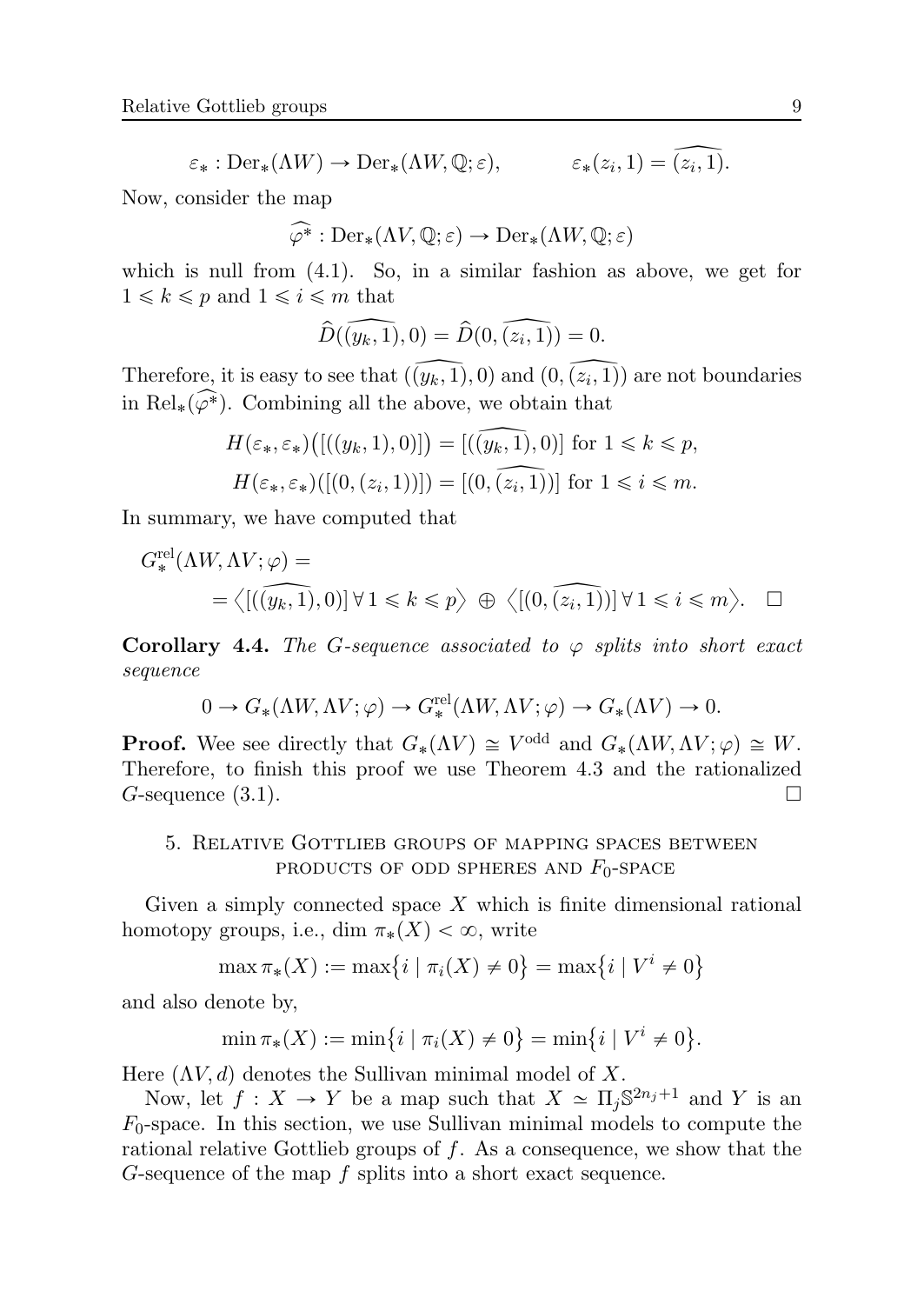$$\varepsilon_* : \mathrm{Der}_*(\Lambda W) \to \mathrm{Der}_*(\Lambda W, \mathbb{Q}; \varepsilon), \qquad \varepsilon_*(z_i, 1) = \widehat{(z_i, 1)}.$$

Now, consider the map

$$\widehat{\varphi^*} : \mathrm{Der}_*(\Lambda V, \mathbb{Q}; \varepsilon) \to \mathrm{Der}_*(\Lambda W, \mathbb{Q}; \varepsilon)$$

which is null from (4.1). So, in a similar fashion as above, we get for $1 \leqslant k \leqslant p$ and $1 \leqslant i \leqslant m$ that

$$\widehat{D}(\widehat{(y_k, 1)}, 0) = \widehat{D}(0, \widehat{(z_i, 1)}) = 0.$$

Therefore, it is easy to see that $(\widehat{(y_k, 1)}, 0)$ and $(0, \widehat{(z_i, 1)})$ are not boundaries in $\mathrm{Rel}_*(\widehat{\varphi^*})$. Combining all the above, we obtain that

$$H(\varepsilon_*, \varepsilon_*)\big([((y_k, 1), 0)]\big) = [(\widehat{(y_k, 1)}, 0)] \text{ for } 1 \leqslant k \leqslant p,$$
$$H(\varepsilon_*, \varepsilon_*)([(0, (z_i, 1))]) = [(0, \widehat{(z_i, 1)})] \text{ for } 1 \leqslant i \leqslant m.$$

In summary, we have computed that

$$G_*^{\mathrm{rel}}(\Lambda W, \Lambda V; \varphi) = \\ = \big\langle [(\widehat{(y_k, 1)}, 0)] \,\forall\, 1 \leqslant k \leqslant p \big\rangle \oplus \big\langle [(0, \widehat{(z_i, 1)})] \,\forall\, 1 \leqslant i \leqslant m \big\rangle. \quad \square$$

**Corollary 4.4.** *The $G$-sequence associated to $\varphi$ splits into short exact sequence*

$$0 \to G_*(\Lambda W, \Lambda V; \varphi) \to G_*^{\mathrm{rel}}(\Lambda W, \Lambda V; \varphi) \to G_*(\Lambda V) \to 0.$$

**Proof.** Wee see directly that $G_*(\Lambda V) \cong V^{\mathrm{odd}}$ and $G_*(\Lambda W, \Lambda V; \varphi) \cong W$. Therefore, to finish this proof we use Theorem 4.3 and the rationalized $G$-sequence (3.1). $\square$

## 5. Relative Gottlieb groups of mapping spaces between products of odd spheres and $F_0$-space

Given a simply connected space $X$ which is finite dimensional rational homotopy groups, i.e., $\dim \pi_*(X) < \infty$, write

$$\max \pi_*(X) := \max\{i \mid \pi_i(X) \neq 0\} = \max\{i \mid V^i \neq 0\}$$

and also denote by,

$$\min \pi_*(X) := \min\{i \mid \pi_i(X) \neq 0\} = \min\{i \mid V^i \neq 0\}.$$

Here $(\Lambda V, d)$ denotes the Sullivan minimal model of $X$.

Now, let $f : X \to Y$ be a map such that $X \simeq \Pi_j \mathbb{S}^{2n_j+1}$ and $Y$ is an $F_0$-space. In this section, we use Sullivan minimal models to compute the rational relative Gottlieb groups of $f$. As a consequence, we show that the $G$-sequence of the map $f$ splits into a short exact sequence.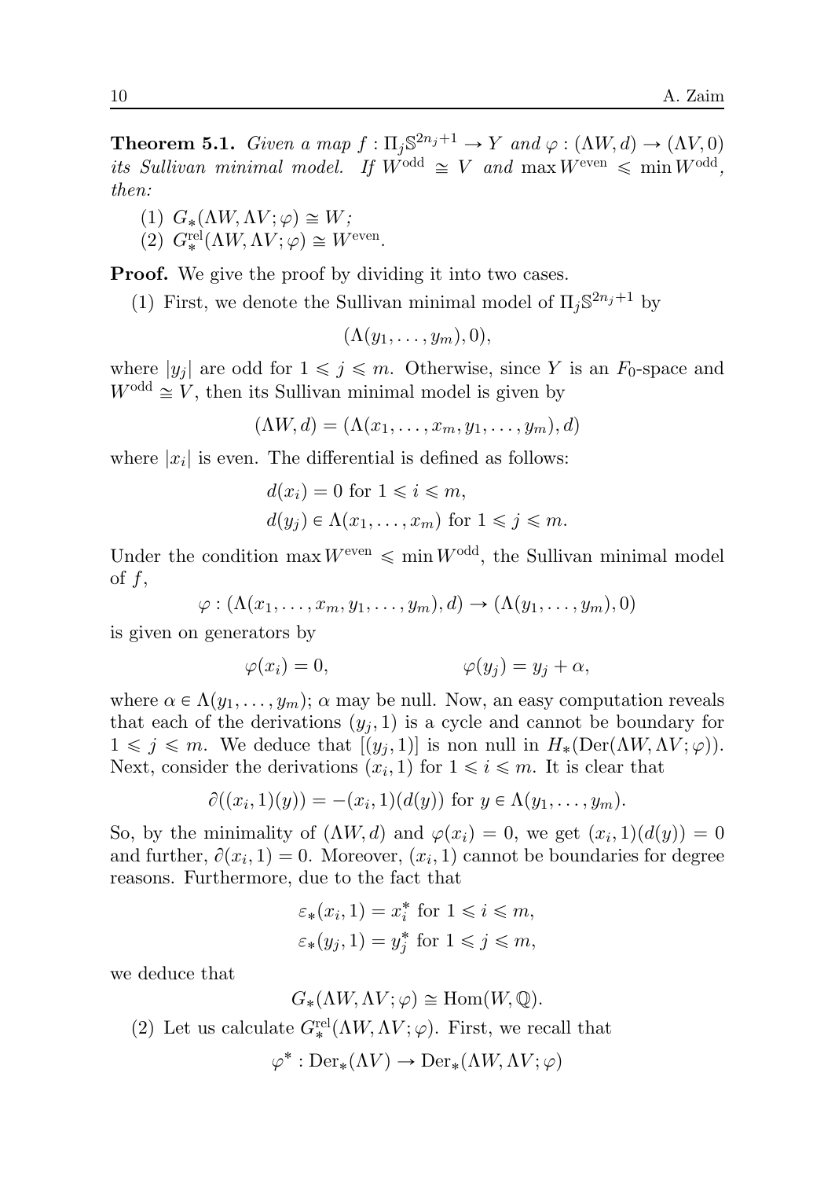**Theorem 5.1.** *Given a map $f : \Pi_j \mathbb{S}^{2n_j+1} \to Y$ and $\varphi : (\Lambda W, d) \to (\Lambda V, 0)$ its Sullivan minimal model. If $W^{\text{odd}} \cong V$ and $\max W^{\text{even}} \leqslant \min W^{\text{odd}}$, then:*

1. $G_*(\Lambda W, \Lambda V; \varphi) \cong W$;
2. $G_*^{\text{rel}}(\Lambda W, \Lambda V; \varphi) \cong W^{\text{even}}$.

**Proof.** We give the proof by dividing it into two cases.

(1) First, we denote the Sullivan minimal model of $\Pi_j \mathbb{S}^{2n_j+1}$ by

$$(\Lambda(y_1, \ldots, y_m), 0),$$

where $|y_j|$ are odd for $1 \leqslant j \leqslant m$. Otherwise, since $Y$ is an $F_0$-space and $W^{\text{odd}} \cong V$, then its Sullivan minimal model is given by

$$(\Lambda W, d) = (\Lambda(x_1, \ldots, x_m, y_1, \ldots, y_m), d)$$

where $|x_i|$ is even. The differential is defined as follows:

$$d(x_i) = 0 \text{ for } 1 \leqslant i \leqslant m,$$
$$d(y_j) \in \Lambda(x_1, \ldots, x_m) \text{ for } 1 \leqslant j \leqslant m.$$

Under the condition $\max W^{\text{even}} \leqslant \min W^{\text{odd}}$, the Sullivan minimal model of $f$,

$$\varphi : (\Lambda(x_1, \ldots, x_m, y_1, \ldots, y_m), d) \to (\Lambda(y_1, \ldots, y_m), 0)$$

is given on generators by

$$\varphi(x_i) = 0, \qquad\qquad \varphi(y_j) = y_j + \alpha,$$

where $\alpha \in \Lambda(y_1, \ldots, y_m)$; $\alpha$ may be null. Now, an easy computation reveals that each of the derivations $(y_j, 1)$ is a cycle and cannot be boundary for $1 \leqslant j \leqslant m$. We deduce that $[(y_j, 1)]$ is non null in $H_*(\text{Der}(\Lambda W, \Lambda V; \varphi))$. Next, consider the derivations $(x_i, 1)$ for $1 \leqslant i \leqslant m$. It is clear that

$$\partial((x_i, 1)(y)) = -(x_i, 1)(d(y)) \text{ for } y \in \Lambda(y_1, \ldots, y_m).$$

So, by the minimality of $(\Lambda W, d)$ and $\varphi(x_i) = 0$, we get $(x_i, 1)(d(y)) = 0$ and further, $\partial(x_i, 1) = 0$. Moreover, $(x_i, 1)$ cannot be boundaries for degree reasons. Furthermore, due to the fact that

$$\varepsilon_*(x_i, 1) = x_i^* \text{ for } 1 \leqslant i \leqslant m,$$
$$\varepsilon_*(y_j, 1) = y_j^* \text{ for } 1 \leqslant j \leqslant m,$$

we deduce that

$$G_*(\Lambda W, \Lambda V; \varphi) \cong \text{Hom}(W, \mathbb{Q}).$$

(2) Let us calculate $G_*^{\text{rel}}(\Lambda W, \Lambda V; \varphi)$. First, we recall that

$$\varphi^* : \text{Der}_*(\Lambda V) \to \text{Der}_*(\Lambda W, \Lambda V; \varphi)$$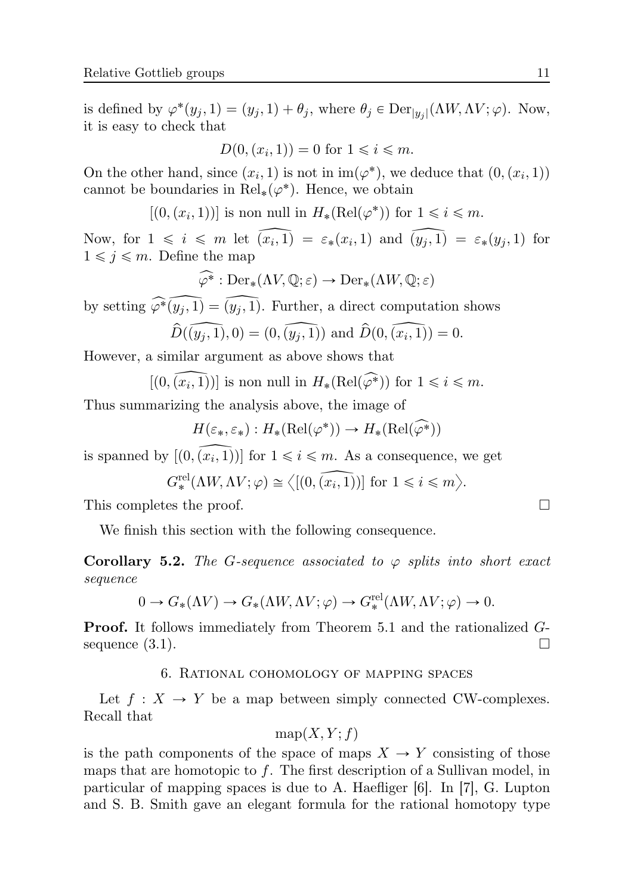is defined by $\varphi^*(y_j, 1) = (y_j, 1) + \theta_j$, where $\theta_j \in \mathrm{Der}_{|y_j|}(\Lambda W, \Lambda V; \varphi)$. Now, it is easy to check that

$$D(0, (x_i, 1)) = 0 \text{ for } 1 \leqslant i \leqslant m.$$

On the other hand, since $(x_i, 1)$ is not in $\mathrm{im}(\varphi^*)$, we deduce that $(0, (x_i, 1))$ cannot be boundaries in $\mathrm{Rel}_*(\varphi^*)$. Hence, we obtain

$$[(0, (x_i, 1))] \text{ is non null in } H_*(\mathrm{Rel}(\varphi^*)) \text{ for } 1 \leqslant i \leqslant m.$$

Now, for $1 \leqslant i \leqslant m$ let $\widehat{(x_i, 1)} = \varepsilon_*(x_i, 1)$ and $\widehat{(y_j, 1)} = \varepsilon_*(y_j, 1)$ for $1 \leqslant j \leqslant m$. Define the map

$$\widehat{\varphi^*} : \mathrm{Der}_*(\Lambda V, \mathbb{Q}; \varepsilon) \to \mathrm{Der}_*(\Lambda W, \mathbb{Q}; \varepsilon)$$

by setting $\widehat{\varphi^*}\widehat{(y_j, 1)} = \widehat{(y_j, 1)}$. Further, a direct computation shows

$$\widehat{D}(\widehat{(y_j, 1)}, 0) = (0, \widehat{(y_j, 1)}) \text{ and } \widehat{D}(0, \widehat{(x_i, 1)}) = 0.$$

However, a similar argument as above shows that

$$[(0, \widehat{(x_i, 1)})] \text{ is non null in } H_*(\mathrm{Rel}(\widehat{\varphi^*})) \text{ for } 1 \leqslant i \leqslant m.$$

Thus summarizing the analysis above, the image of

$$H(\varepsilon_*, \varepsilon_*) : H_*(\mathrm{Rel}(\varphi^*)) \to H_*(\mathrm{Rel}(\widehat{\varphi^*}))$$

is spanned by $[(0, \widehat{(x_i, 1)})]$ for $1 \leqslant i \leqslant m$. As a consequence, we get

$$G_*^{\mathrm{rel}}(\Lambda W, \Lambda V; \varphi) \cong \big\langle [(0, \widehat{(x_i, 1)})] \text{ for } 1 \leqslant i \leqslant m \big\rangle.$$

This completes the proof. □

We finish this section with the following consequence.

**Corollary 5.2.** *The G-sequence associated to $\varphi$ splits into short exact sequence*

$$0 \to G_*(\Lambda V) \to G_*(\Lambda W, \Lambda V; \varphi) \to G_*^{\mathrm{rel}}(\Lambda W, \Lambda V; \varphi) \to 0.$$

**Proof.** It follows immediately from Theorem 5.1 and the rationalized $G$-sequence (3.1). □

## 6. Rational cohomology of mapping spaces

Let $f : X \to Y$ be a map between simply connected CW-complexes. Recall that

$$\mathrm{map}(X, Y; f)$$

is the path components of the space of maps $X \to Y$ consisting of those maps that are homotopic to $f$. The first description of a Sullivan model, in particular of mapping spaces is due to A. Haefliger [6]. In [7], G. Lupton and S. B. Smith gave an elegant formula for the rational homotopy type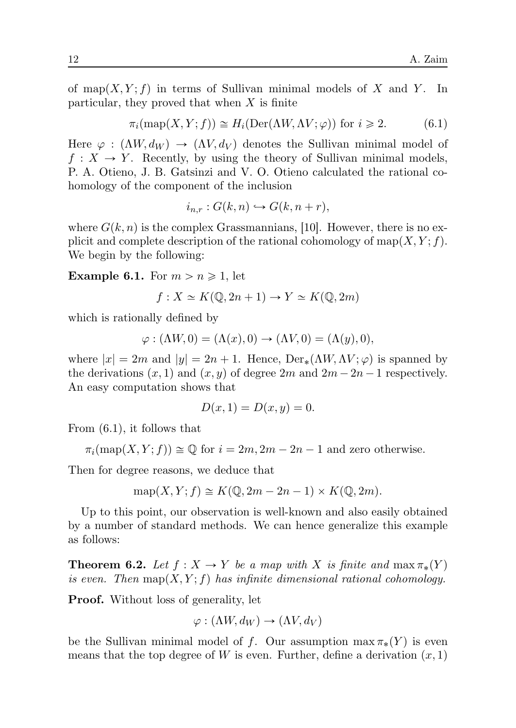of $\mathrm{map}(X, Y; f)$ in terms of Sullivan minimal models of $X$ and $Y$. In particular, they proved that when $X$ is finite

$$\pi_i(\mathrm{map}(X, Y; f)) \cong H_i(\mathrm{Der}(\Lambda W, \Lambda V; \varphi)) \text{ for } i \geqslant 2. \tag{6.1}$$

Here $\varphi : (\Lambda W, d_W) \to (\Lambda V, d_V)$ denotes the Sullivan minimal model of $f : X \to Y$. Recently, by using the theory of Sullivan minimal models, P. A. Otieno, J. B. Gatsinzi and V. O. Otieno calculated the rational cohomology of the component of the inclusion

$$i_{n,r} : G(k, n) \hookrightarrow G(k, n + r),$$

where $G(k, n)$ is the complex Grassmannians, [10]. However, there is no explicit and complete description of the rational cohomology of $\mathrm{map}(X, Y; f)$. We begin by the following:

**Example 6.1.** For $m > n \geqslant 1$, let

$$f : X \simeq K(\mathbb{Q}, 2n + 1) \to Y \simeq K(\mathbb{Q}, 2m)$$

which is rationally defined by

$$\varphi : (\Lambda W, 0) = (\Lambda(x), 0) \to (\Lambda V, 0) = (\Lambda(y), 0),$$

where $|x| = 2m$ and $|y| = 2n + 1$. Hence, $\mathrm{Der}_*(\Lambda W, \Lambda V; \varphi)$ is spanned by the derivations $(x, 1)$ and $(x, y)$ of degree $2m$ and $2m - 2n - 1$ respectively. An easy computation shows that

$$D(x, 1) = D(x, y) = 0.$$

From (6.1), it follows that

$$\pi_i(\mathrm{map}(X, Y; f)) \cong \mathbb{Q} \text{ for } i = 2m, 2m - 2n - 1 \text{ and zero otherwise.}$$

Then for degree reasons, we deduce that

$$\mathrm{map}(X, Y; f) \cong K(\mathbb{Q}, 2m - 2n - 1) \times K(\mathbb{Q}, 2m).$$

Up to this point, our observation is well-known and also easily obtained by a number of standard methods. We can hence generalize this example as follows:

**Theorem 6.2.** *Let $f : X \to Y$ be a map with $X$ is finite and $\max \pi_*(Y)$ is even. Then $\mathrm{map}(X, Y; f)$ has infinite dimensional rational cohomology.*

**Proof.** Without loss of generality, let

$$\varphi : (\Lambda W, d_W) \to (\Lambda V, d_V)$$

be the Sullivan minimal model of $f$. Our assumption $\max \pi_*(Y)$ is even means that the top degree of $W$ is even. Further, define a derivation $(x, 1)$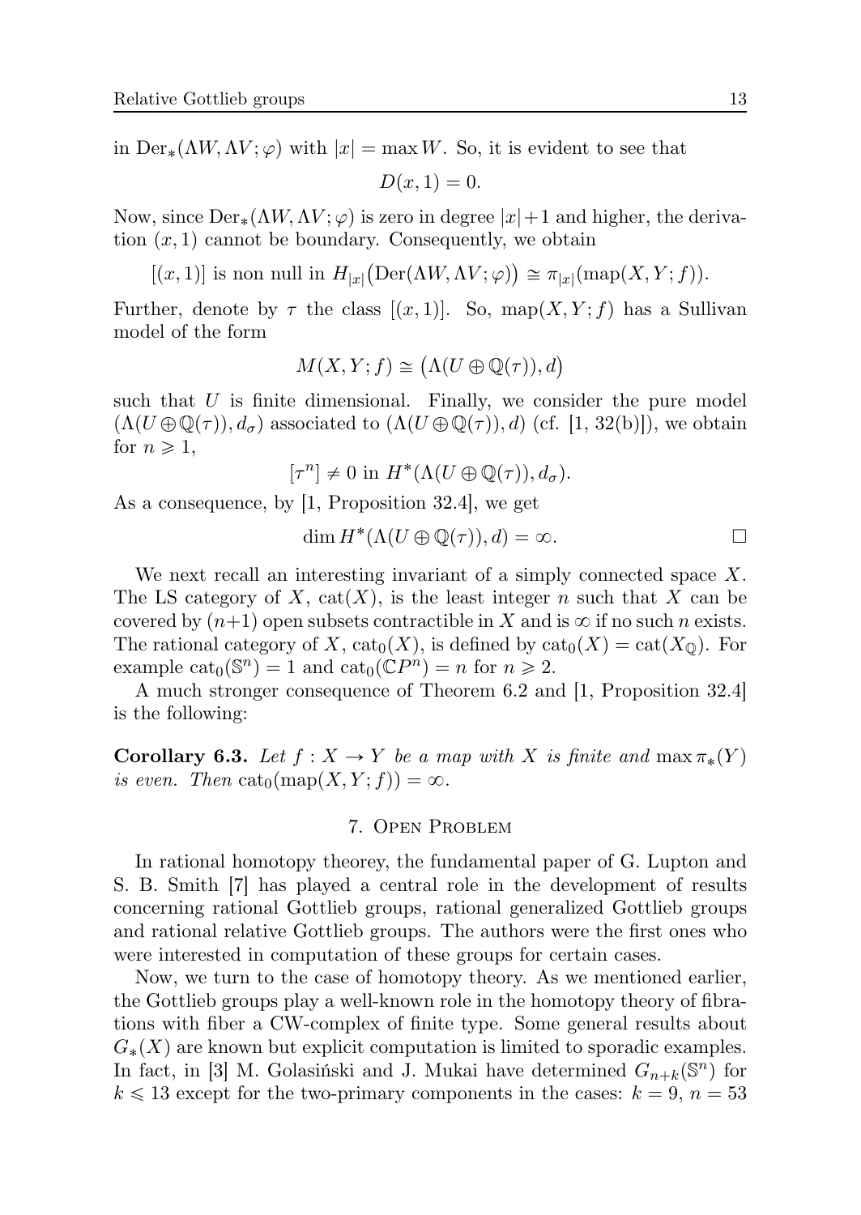in $\mathrm{Der}_*(\Lambda W, \Lambda V; \varphi)$ with $|x| = \max W$. So, it is evident to see that

$$D(x,1) = 0.$$

Now, since $\mathrm{Der}_*(\Lambda W, \Lambda V; \varphi)$ is zero in degree $|x|+1$ and higher, the derivation $(x, 1)$ cannot be boundary. Consequently, we obtain

$$[(x,1)] \text{ is non null in } H_{|x|}\big(\mathrm{Der}(\Lambda W, \Lambda V; \varphi)\big) \cong \pi_{|x|}(\mathrm{map}(X, Y; f)).$$

Further, denote by $\tau$ the class $[(x, 1)]$. So, $\mathrm{map}(X, Y; f)$ has a Sullivan model of the form

$$M(X, Y; f) \cong \big(\Lambda(U \oplus \mathbb{Q}(\tau)), d\big)$$

such that $U$ is finite dimensional. Finally, we consider the pure model $(\Lambda(U \oplus \mathbb{Q}(\tau)), d_\sigma)$ associated to $(\Lambda(U \oplus \mathbb{Q}(\tau)), d)$ (cf. [1, 32(b)]), we obtain for $n \geqslant 1$,

$$[\tau^n] \neq 0 \text{ in } H^*(\Lambda(U \oplus \mathbb{Q}(\tau)), d_\sigma).$$

As a consequence, by [1, Proposition 32.4], we get

$$\dim H^*(\Lambda(U \oplus \mathbb{Q}(\tau)), d) = \infty. \qquad \square$$

We next recall an interesting invariant of a simply connected space $X$. The LS category of $X$, $\mathrm{cat}(X)$, is the least integer $n$ such that $X$ can be covered by $(n+1)$ open subsets contractible in $X$ and is $\infty$ if no such $n$ exists. The rational category of $X$, $\mathrm{cat}_0(X)$, is defined by $\mathrm{cat}_0(X) = \mathrm{cat}(X_\mathbb{Q})$. For example $\mathrm{cat}_0(\mathbb{S}^n) = 1$ and $\mathrm{cat}_0(\mathbb{C}P^n) = n$ for $n \geqslant 2$.

A much stronger consequence of Theorem 6.2 and [1, Proposition 32.4] is the following:

**Corollary 6.3.** *Let $f : X \to Y$ be a map with $X$ is finite and $\max \pi_*(Y)$ is even. Then $\mathrm{cat}_0(\mathrm{map}(X, Y; f)) = \infty$.*

## 7. Open Problem

In rational homotopy theorey, the fundamental paper of G. Lupton and S. B. Smith [7] has played a central role in the development of results concerning rational Gottlieb groups, rational generalized Gottlieb groups and rational relative Gottlieb groups. The authors were the first ones who were interested in computation of these groups for certain cases.

Now, we turn to the case of homotopy theory. As we mentioned earlier, the Gottlieb groups play a well-known role in the homotopy theory of fibrations with fiber a CW-complex of finite type. Some general results about $G_*(X)$ are known but explicit computation is limited to sporadic examples. In fact, in [3] M. Golasiński and J. Mukai have determined $G_{n+k}(\mathbb{S}^n)$ for $k \leqslant 13$ except for the two-primary components in the cases: $k = 9$, $n = 53$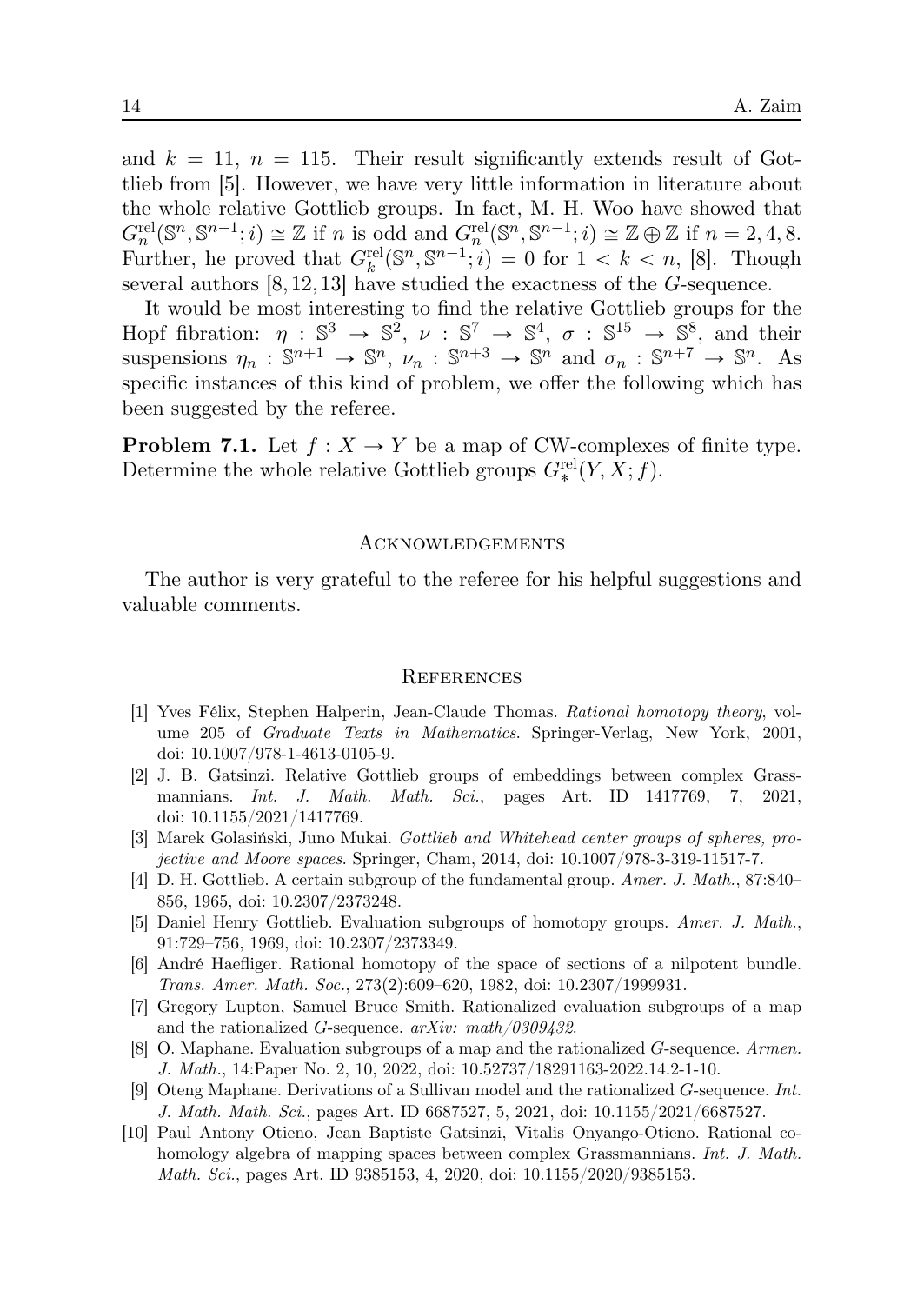and $k = 11$, $n = 115$. Their result significantly extends result of Gottlieb from [5]. However, we have very little information in literature about the whole relative Gottlieb groups. In fact, M. H. Woo have showed that $G_n^{\mathrm{rel}}(\mathbb{S}^n, \mathbb{S}^{n-1}; i) \cong \mathbb{Z}$ if $n$ is odd and $G_n^{\mathrm{rel}}(\mathbb{S}^n, \mathbb{S}^{n-1}; i) \cong \mathbb{Z} \oplus \mathbb{Z}$ if $n = 2, 4, 8$. Further, he proved that $G_k^{\mathrm{rel}}(\mathbb{S}^n, \mathbb{S}^{n-1}; i) = 0$ for $1 < k < n$, [8]. Though several authors [8, 12, 13] have studied the exactness of the $G$-sequence.

It would be most interesting to find the relative Gottlieb groups for the Hopf fibration: $\eta : \mathbb{S}^3 \to \mathbb{S}^2$, $\nu : \mathbb{S}^7 \to \mathbb{S}^4$, $\sigma : \mathbb{S}^{15} \to \mathbb{S}^8$, and their suspensions $\eta_n : \mathbb{S}^{n+1} \to \mathbb{S}^n$, $\nu_n : \mathbb{S}^{n+3} \to \mathbb{S}^n$ and $\sigma_n : \mathbb{S}^{n+7} \to \mathbb{S}^n$. As specific instances of this kind of problem, we offer the following which has been suggested by the referee.

**Problem 7.1.** Let $f : X \to Y$ be a map of CW-complexes of finite type. Determine the whole relative Gottlieb groups $G_*^{\mathrm{rel}}(Y, X; f)$.

## Acknowledgements

The author is very grateful to the referee for his helpful suggestions and valuable comments.

## References

[1] Yves Félix, Stephen Halperin, Jean-Claude Thomas. *Rational homotopy theory*, volume 205 of *Graduate Texts in Mathematics*. Springer-Verlag, New York, 2001, doi: 10.1007/978-1-4613-0105-9.

[2] J. B. Gatsinzi. Relative Gottlieb groups of embeddings between complex Grassmannians. *Int. J. Math. Math. Sci.*, pages Art. ID 1417769, 7, 2021, doi: 10.1155/2021/1417769.

[3] Marek Golasiński, Juno Mukai. *Gottlieb and Whitehead center groups of spheres, projective and Moore spaces*. Springer, Cham, 2014, doi: 10.1007/978-3-319-11517-7.

[4] D. H. Gottlieb. A certain subgroup of the fundamental group. *Amer. J. Math.*, 87:840–856, 1965, doi: 10.2307/2373248.

[5] Daniel Henry Gottlieb. Evaluation subgroups of homotopy groups. *Amer. J. Math.*, 91:729–756, 1969, doi: 10.2307/2373349.

[6] André Haefliger. Rational homotopy of the space of sections of a nilpotent bundle. *Trans. Amer. Math. Soc.*, 273(2):609–620, 1982, doi: 10.2307/1999931.

[7] Gregory Lupton, Samuel Bruce Smith. Rationalized evaluation subgroups of a map and the rationalized $G$-sequence. *arXiv: math/0309432*.

[8] O. Maphane. Evaluation subgroups of a map and the rationalized $G$-sequence. *Armen. J. Math.*, 14:Paper No. 2, 10, 2022, doi: 10.52737/18291163-2022.14.2-1-10.

[9] Oteng Maphane. Derivations of a Sullivan model and the rationalized $G$-sequence. *Int. J. Math. Math. Sci.*, pages Art. ID 6687527, 5, 2021, doi: 10.1155/2021/6687527.

[10] Paul Antony Otieno, Jean Baptiste Gatsinzi, Vitalis Onyango-Otieno. Rational cohomology algebra of mapping spaces between complex Grassmannians. *Int. J. Math. Math. Sci.*, pages Art. ID 9385153, 4, 2020, doi: 10.1155/2020/9385153.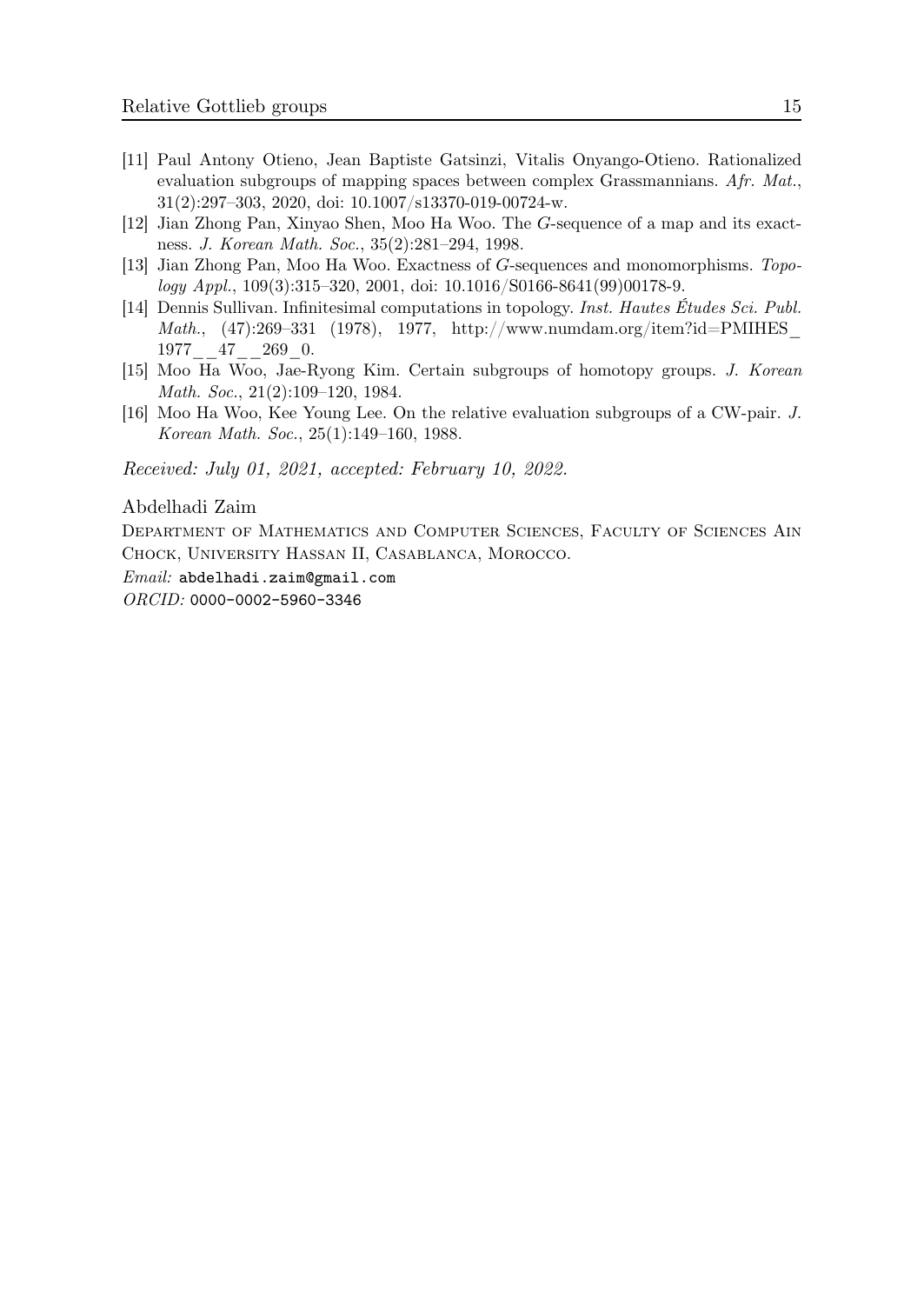[11] Paul Antony Otieno, Jean Baptiste Gatsinzi, Vitalis Onyango-Otieno. Rationalized evaluation subgroups of mapping spaces between complex Grassmannians. *Afr. Mat.*, 31(2):297–303, 2020, doi: 10.1007/s13370-019-00724-w.

[12] Jian Zhong Pan, Xinyao Shen, Moo Ha Woo. The $G$-sequence of a map and its exactness. *J. Korean Math. Soc.*, 35(2):281–294, 1998.

[13] Jian Zhong Pan, Moo Ha Woo. Exactness of $G$-sequences and monomorphisms. *Topology Appl.*, 109(3):315–320, 2001, doi: 10.1016/S0166-8641(99)00178-9.

[14] Dennis Sullivan. Infinitesimal computations in topology. *Inst. Hautes Études Sci. Publ. Math.*, (47):269–331 (1978), 1977, http://www.numdam.org/item?id=PMIHES_1977__47__269_0.

[15] Moo Ha Woo, Jae-Ryong Kim. Certain subgroups of homotopy groups. *J. Korean Math. Soc.*, 21(2):109–120, 1984.

[16] Moo Ha Woo, Kee Young Lee. On the relative evaluation subgroups of a CW-pair. *J. Korean Math. Soc.*, 25(1):149–160, 1988.

*Received: July 01, 2021, accepted: February 10, 2022.*

Abdelhadi Zaim

Department of Mathematics and Computer Sciences, Faculty of Sciences Ain Chock, University Hassan II, Casablanca, Morocco.

*Email:* abdelhadi.zaim@gmail.com

*ORCID:* 0000-0002-5960-3346